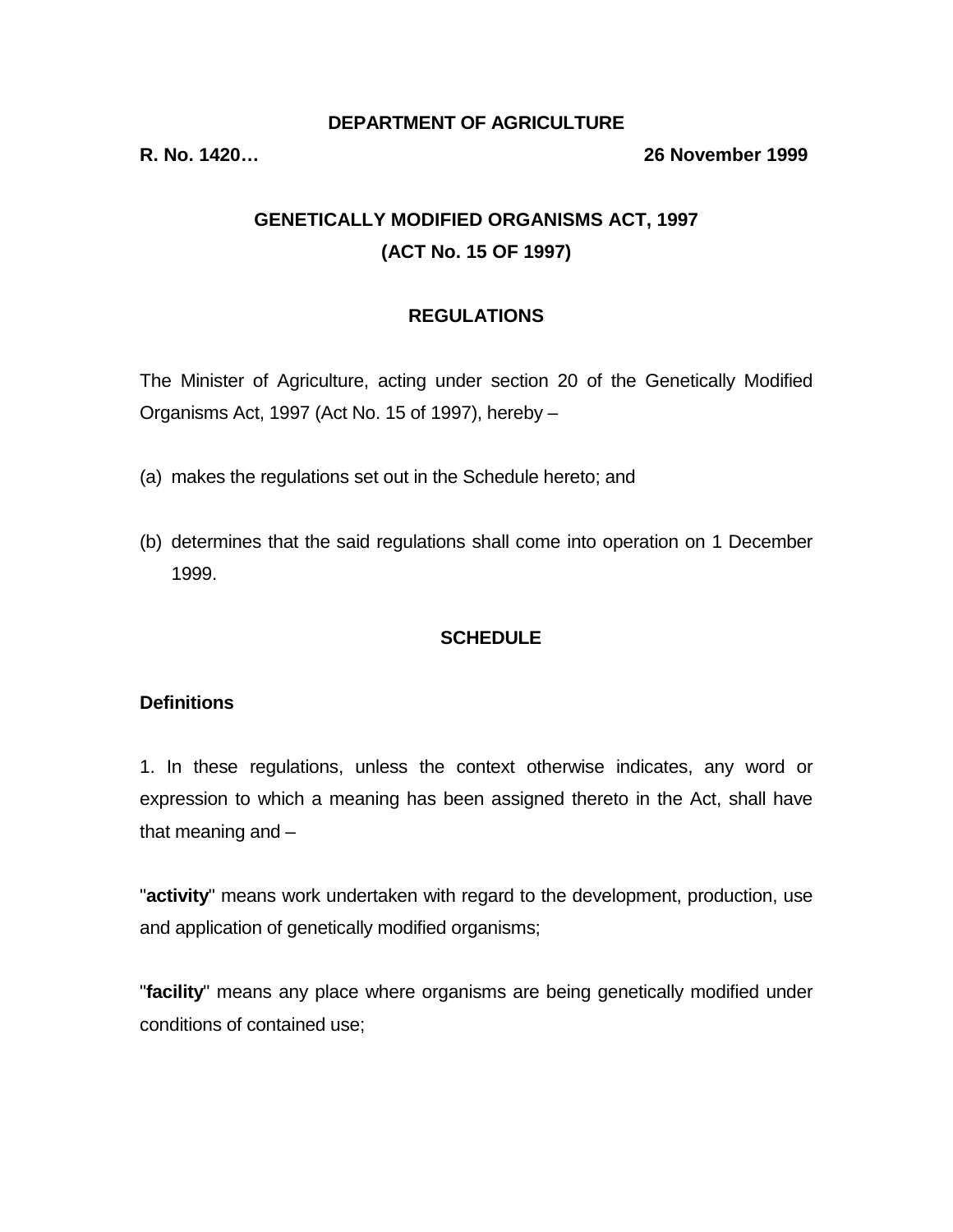**DEPARTMENT OF AGRICULTURE**

**R. No. 1420…** **26 November 1999**

# GENETICALLY MODIFIED ORGANISMS ACT, 1997
# (ACT No. 15 OF 1997)

## REGULATIONS

The Minister of Agriculture, acting under section 20 of the Genetically Modified Organisms Act, 1997 (Act No. 15 of 1997), hereby –

(a) makes the regulations set out in the Schedule hereto; and

(b) determines that the said regulations shall come into operation on 1 December 1999.

## SCHEDULE

### Definitions

1. In these regulations, unless the context otherwise indicates, any word or expression to which a meaning has been assigned thereto in the Act, shall have that meaning and –

"**activity**" means work undertaken with regard to the development, production, use and application of genetically modified organisms;

"**facility**" means any place where organisms are being genetically modified under conditions of contained use;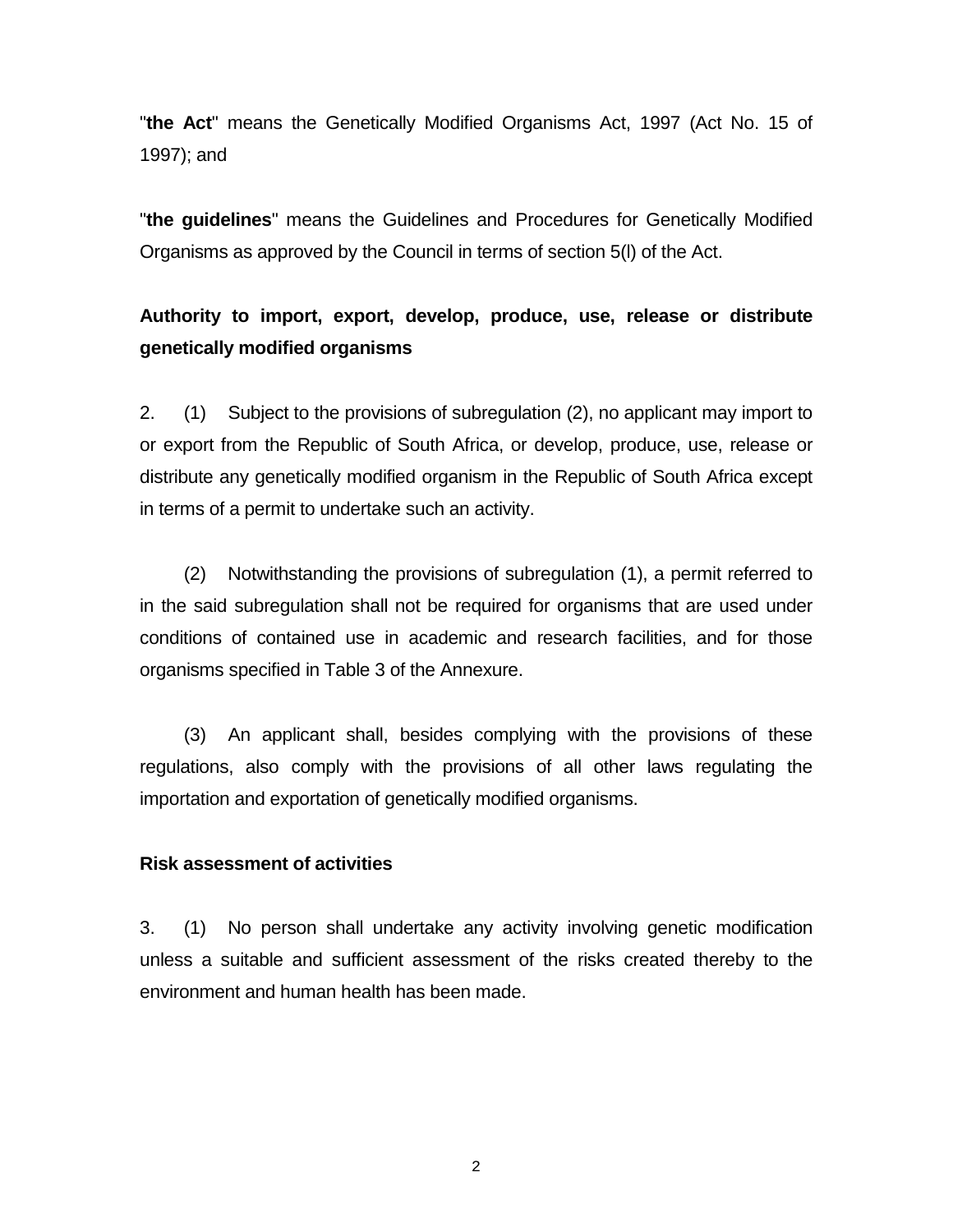"**the Act**" means the Genetically Modified Organisms Act, 1997 (Act No. 15 of 1997); and

"**the guidelines**" means the Guidelines and Procedures for Genetically Modified Organisms as approved by the Council in terms of section 5(l) of the Act.

**Authority to import, export, develop, produce, use, release or distribute genetically modified organisms**

2. (1) Subject to the provisions of subregulation (2), no applicant may import to or export from the Republic of South Africa, or develop, produce, use, release or distribute any genetically modified organism in the Republic of South Africa except in terms of a permit to undertake such an activity.

(2) Notwithstanding the provisions of subregulation (1), a permit referred to in the said subregulation shall not be required for organisms that are used under conditions of contained use in academic and research facilities, and for those organisms specified in Table 3 of the Annexure.

(3) An applicant shall, besides complying with the provisions of these regulations, also comply with the provisions of all other laws regulating the importation and exportation of genetically modified organisms.

**Risk assessment of activities**

3. (1) No person shall undertake any activity involving genetic modification unless a suitable and sufficient assessment of the risks created thereby to the environment and human health has been made.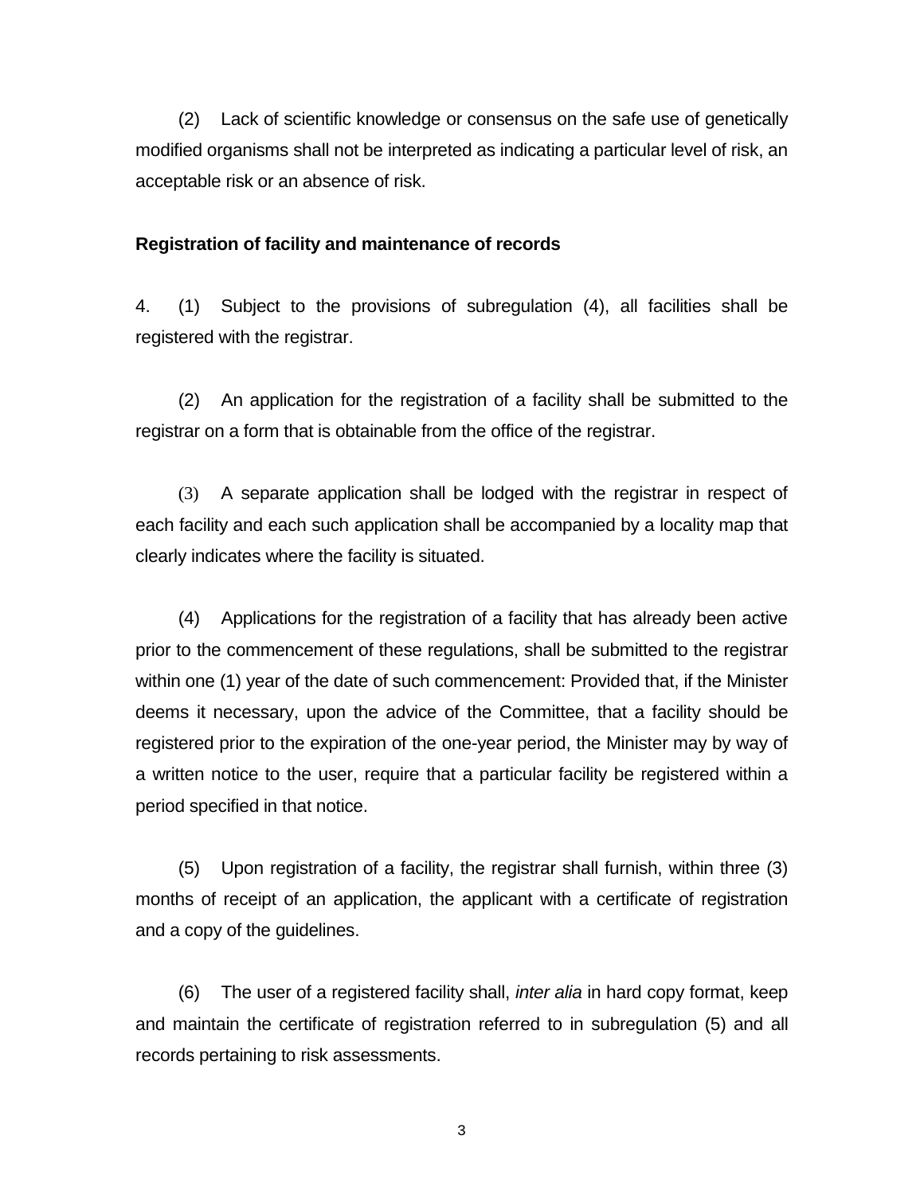(2) Lack of scientific knowledge or consensus on the safe use of genetically modified organisms shall not be interpreted as indicating a particular level of risk, an acceptable risk or an absence of risk.

**Registration of facility and maintenance of records**

4. (1) Subject to the provisions of subregulation (4), all facilities shall be registered with the registrar.

(2) An application for the registration of a facility shall be submitted to the registrar on a form that is obtainable from the office of the registrar.

(3) A separate application shall be lodged with the registrar in respect of each facility and each such application shall be accompanied by a locality map that clearly indicates where the facility is situated.

(4) Applications for the registration of a facility that has already been active prior to the commencement of these regulations, shall be submitted to the registrar within one (1) year of the date of such commencement: Provided that, if the Minister deems it necessary, upon the advice of the Committee, that a facility should be registered prior to the expiration of the one-year period, the Minister may by way of a written notice to the user, require that a particular facility be registered within a period specified in that notice.

(5) Upon registration of a facility, the registrar shall furnish, within three (3) months of receipt of an application, the applicant with a certificate of registration and a copy of the guidelines.

(6) The user of a registered facility shall, *inter alia* in hard copy format, keep and maintain the certificate of registration referred to in subregulation (5) and all records pertaining to risk assessments.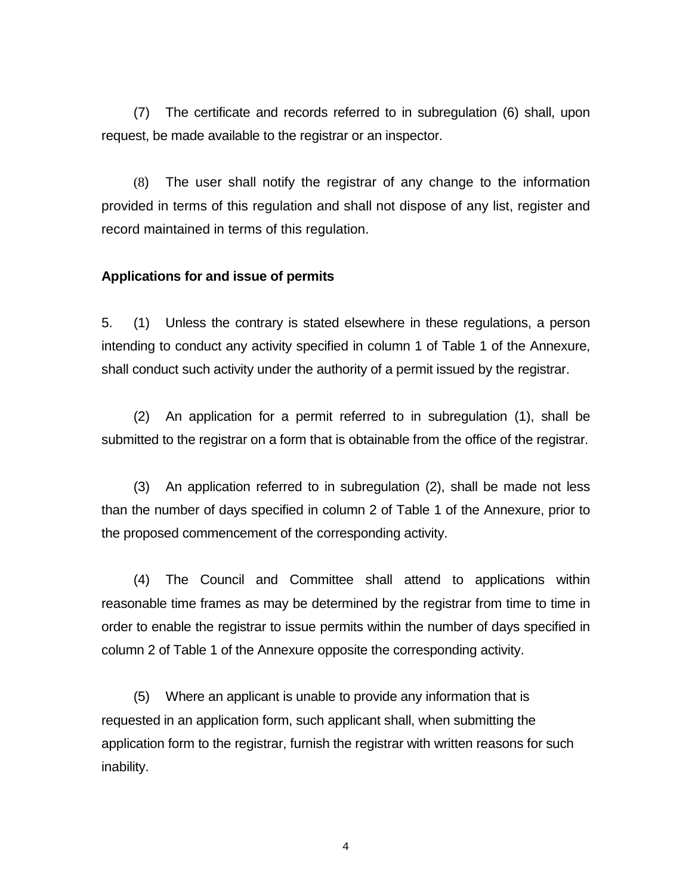(7) The certificate and records referred to in subregulation (6) shall, upon request, be made available to the registrar or an inspector.

(8) The user shall notify the registrar of any change to the information provided in terms of this regulation and shall not dispose of any list, register and record maintained in terms of this regulation.

**Applications for and issue of permits**

5. (1) Unless the contrary is stated elsewhere in these regulations, a person intending to conduct any activity specified in column 1 of Table 1 of the Annexure, shall conduct such activity under the authority of a permit issued by the registrar.

(2) An application for a permit referred to in subregulation (1), shall be submitted to the registrar on a form that is obtainable from the office of the registrar.

(3) An application referred to in subregulation (2), shall be made not less than the number of days specified in column 2 of Table 1 of the Annexure, prior to the proposed commencement of the corresponding activity.

(4) The Council and Committee shall attend to applications within reasonable time frames as may be determined by the registrar from time to time in order to enable the registrar to issue permits within the number of days specified in column 2 of Table 1 of the Annexure opposite the corresponding activity.

(5) Where an applicant is unable to provide any information that is requested in an application form, such applicant shall, when submitting the application form to the registrar, furnish the registrar with written reasons for such inability.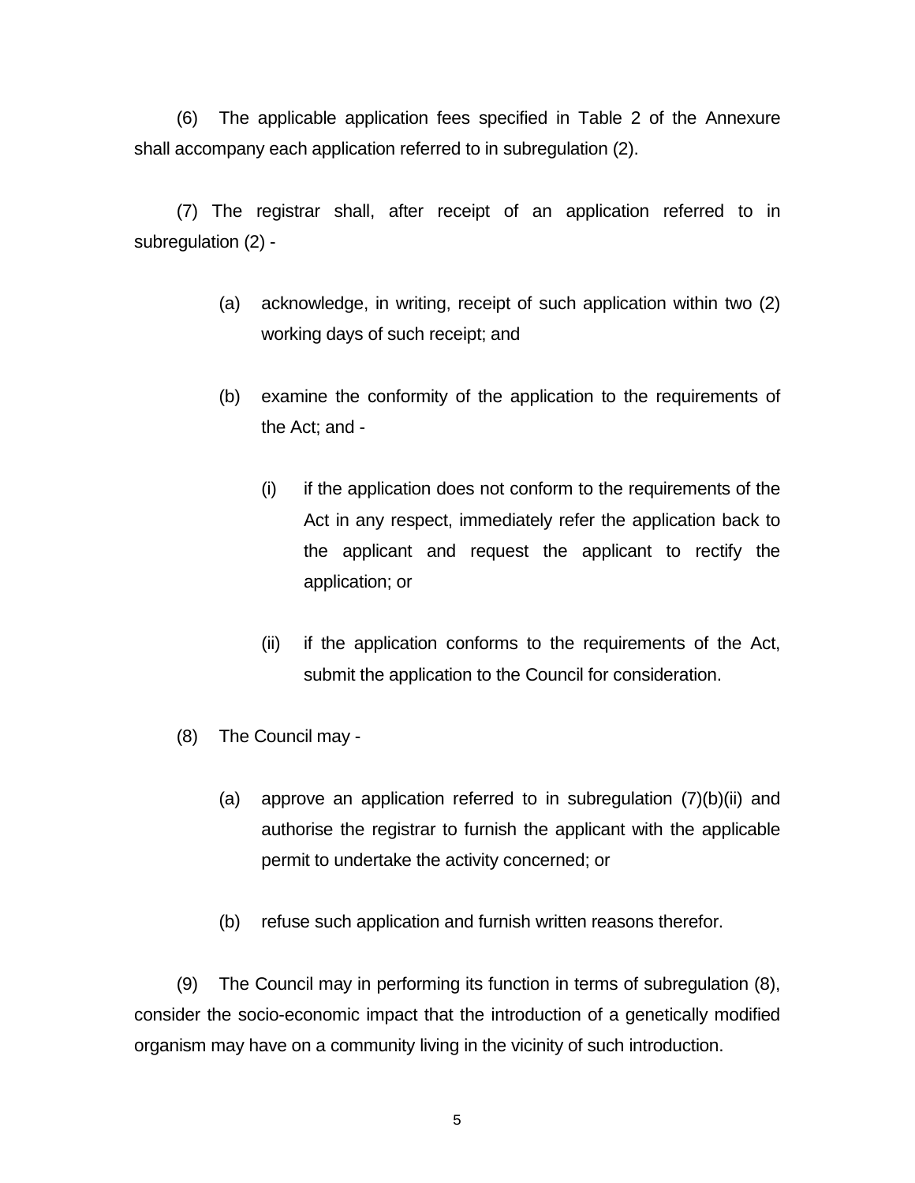(6) The applicable application fees specified in Table 2 of the Annexure shall accompany each application referred to in subregulation (2).

(7) The registrar shall, after receipt of an application referred to in subregulation (2) -

> (a) acknowledge, in writing, receipt of such application within two (2) working days of such receipt; and
>
> (b) examine the conformity of the application to the requirements of the Act; and -
>
> > (i) if the application does not conform to the requirements of the Act in any respect, immediately refer the application back to the applicant and request the applicant to rectify the application; or
> >
> > (ii) if the application conforms to the requirements of the Act, submit the application to the Council for consideration.

(8) The Council may -

> (a) approve an application referred to in subregulation (7)(b)(ii) and authorise the registrar to furnish the applicant with the applicable permit to undertake the activity concerned; or
>
> (b) refuse such application and furnish written reasons therefor.

(9) The Council may in performing its function in terms of subregulation (8), consider the socio-economic impact that the introduction of a genetically modified organism may have on a community living in the vicinity of such introduction.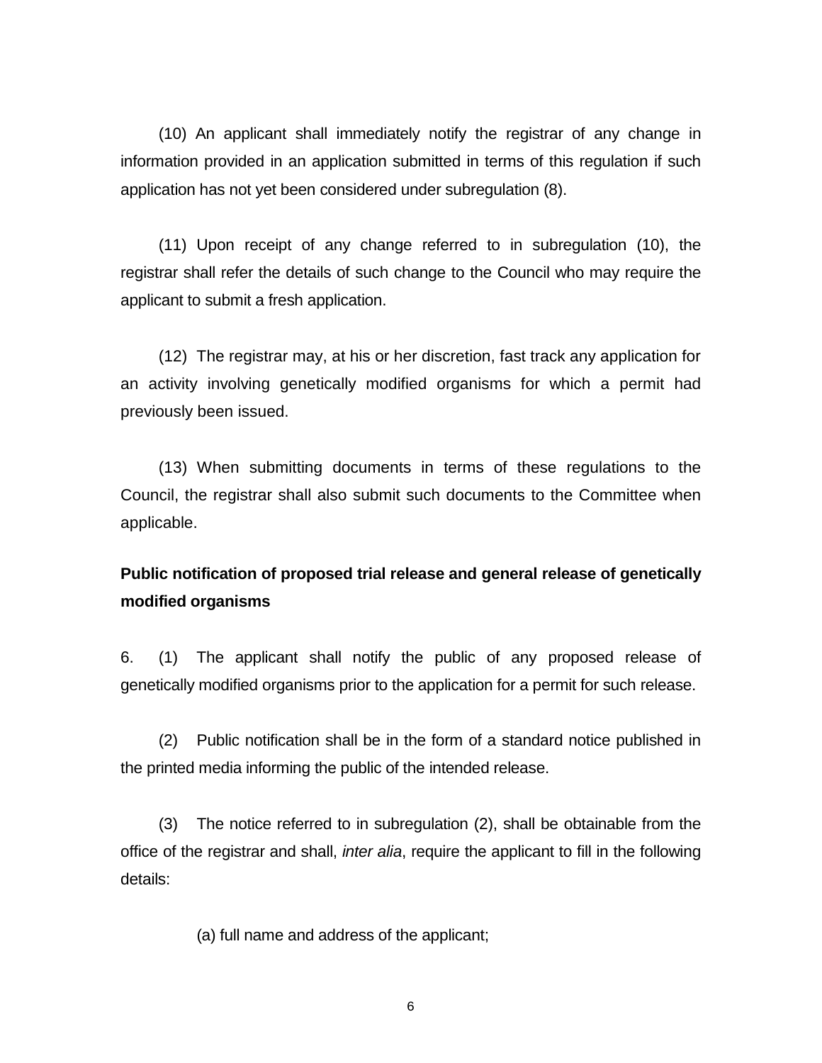(10) An applicant shall immediately notify the registrar of any change in information provided in an application submitted in terms of this regulation if such application has not yet been considered under subregulation (8).

(11) Upon receipt of any change referred to in subregulation (10), the registrar shall refer the details of such change to the Council who may require the applicant to submit a fresh application.

(12) The registrar may, at his or her discretion, fast track any application for an activity involving genetically modified organisms for which a permit had previously been issued.

(13) When submitting documents in terms of these regulations to the Council, the registrar shall also submit such documents to the Committee when applicable.

**Public notification of proposed trial release and general release of genetically modified organisms**

6. (1) The applicant shall notify the public of any proposed release of genetically modified organisms prior to the application for a permit for such release.

(2) Public notification shall be in the form of a standard notice published in the printed media informing the public of the intended release.

(3) The notice referred to in subregulation (2), shall be obtainable from the office of the registrar and shall, *inter alia*, require the applicant to fill in the following details:

(a) full name and address of the applicant;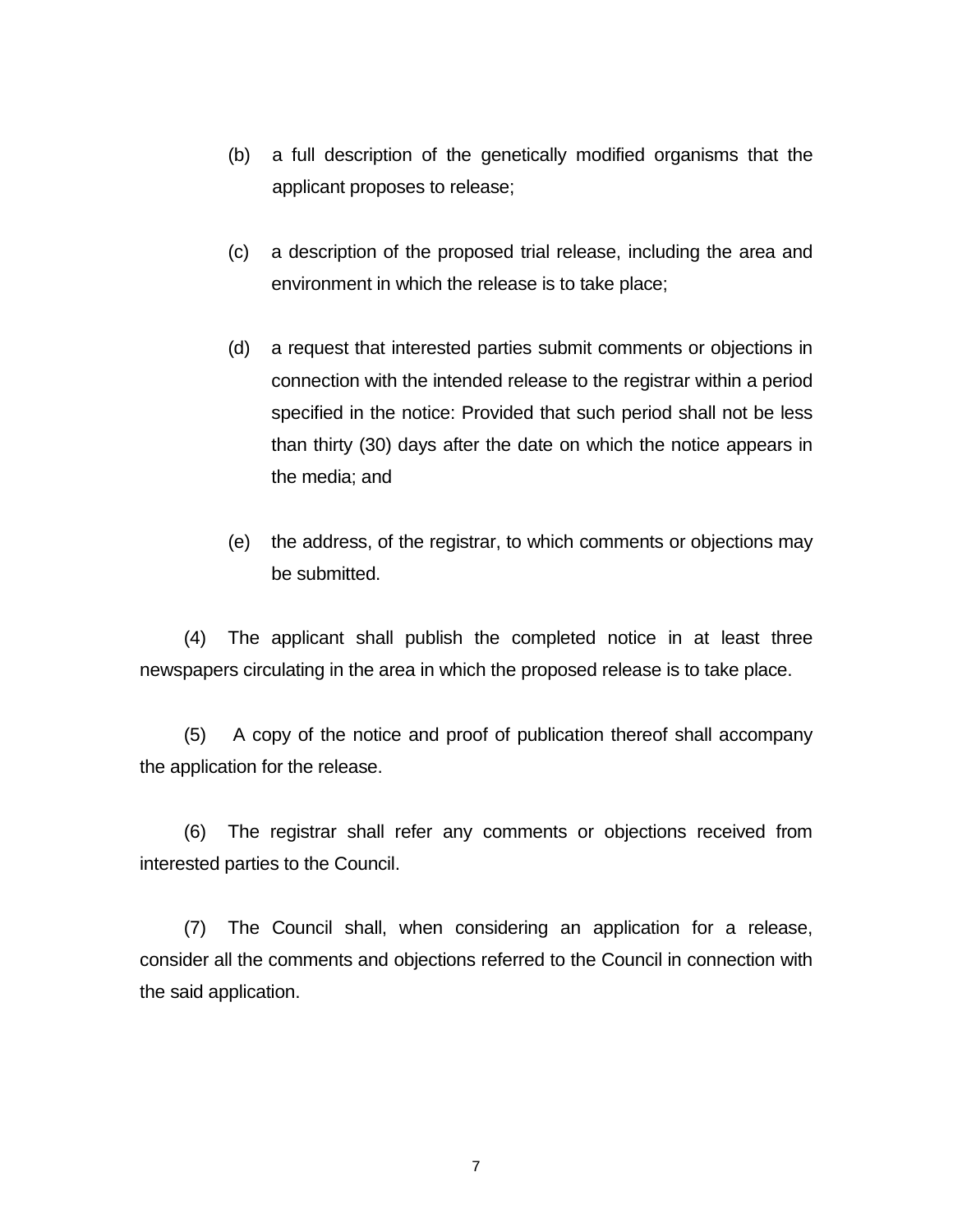(b) a full description of the genetically modified organisms that the applicant proposes to release;

(c) a description of the proposed trial release, including the area and environment in which the release is to take place;

(d) a request that interested parties submit comments or objections in connection with the intended release to the registrar within a period specified in the notice: Provided that such period shall not be less than thirty (30) days after the date on which the notice appears in the media; and

(e) the address, of the registrar, to which comments or objections may be submitted.

(4) The applicant shall publish the completed notice in at least three newspapers circulating in the area in which the proposed release is to take place.

(5) A copy of the notice and proof of publication thereof shall accompany the application for the release.

(6) The registrar shall refer any comments or objections received from interested parties to the Council.

(7) The Council shall, when considering an application for a release, consider all the comments and objections referred to the Council in connection with the said application.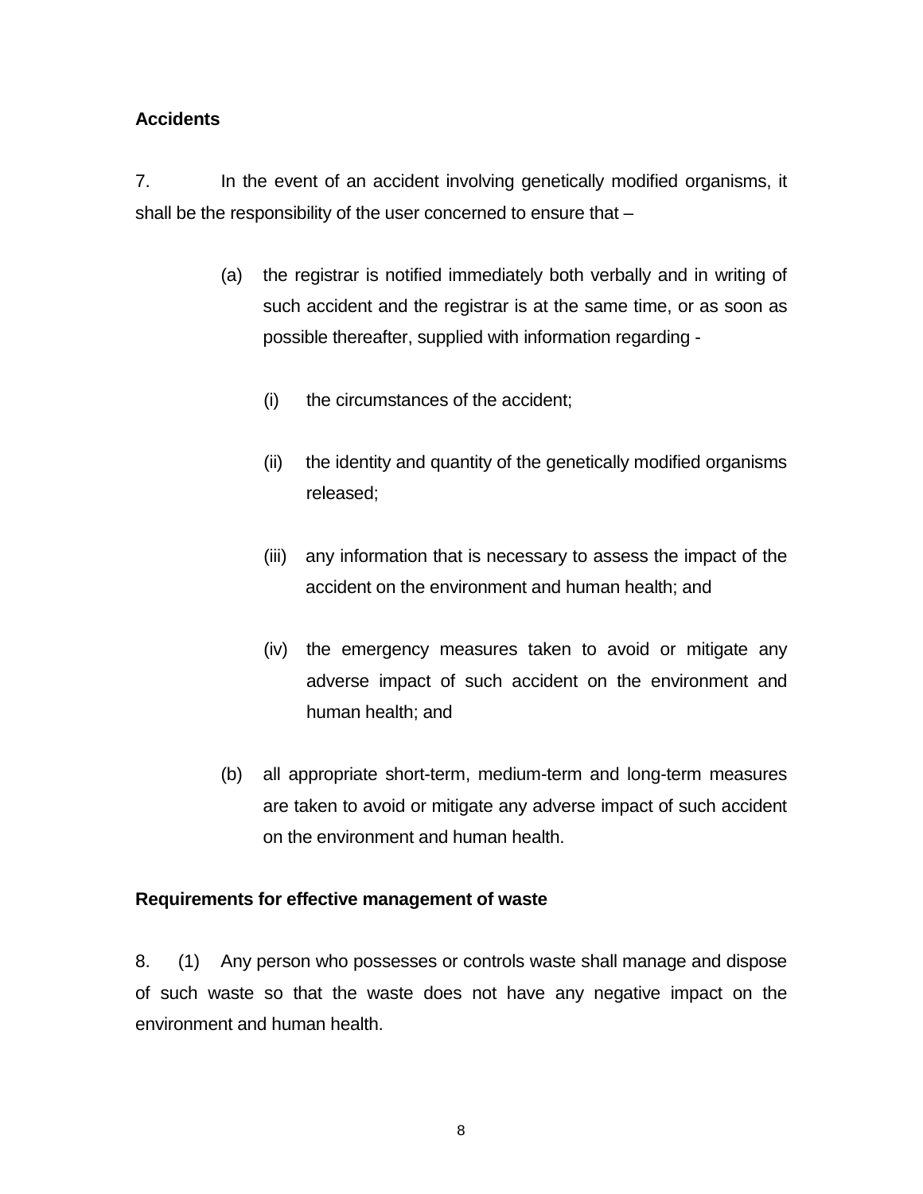**Accidents**

7. In the event of an accident involving genetically modified organisms, it shall be the responsibility of the user concerned to ensure that –

(a) the registrar is notified immediately both verbally and in writing of such accident and the registrar is at the same time, or as soon as possible thereafter, supplied with information regarding -

(i) the circumstances of the accident;

(ii) the identity and quantity of the genetically modified organisms released;

(iii) any information that is necessary to assess the impact of the accident on the environment and human health; and

(iv) the emergency measures taken to avoid or mitigate any adverse impact of such accident on the environment and human health; and

(b) all appropriate short-term, medium-term and long-term measures are taken to avoid or mitigate any adverse impact of such accident on the environment and human health.

**Requirements for effective management of waste**

8. (1) Any person who possesses or controls waste shall manage and dispose of such waste so that the waste does not have any negative impact on the environment and human health.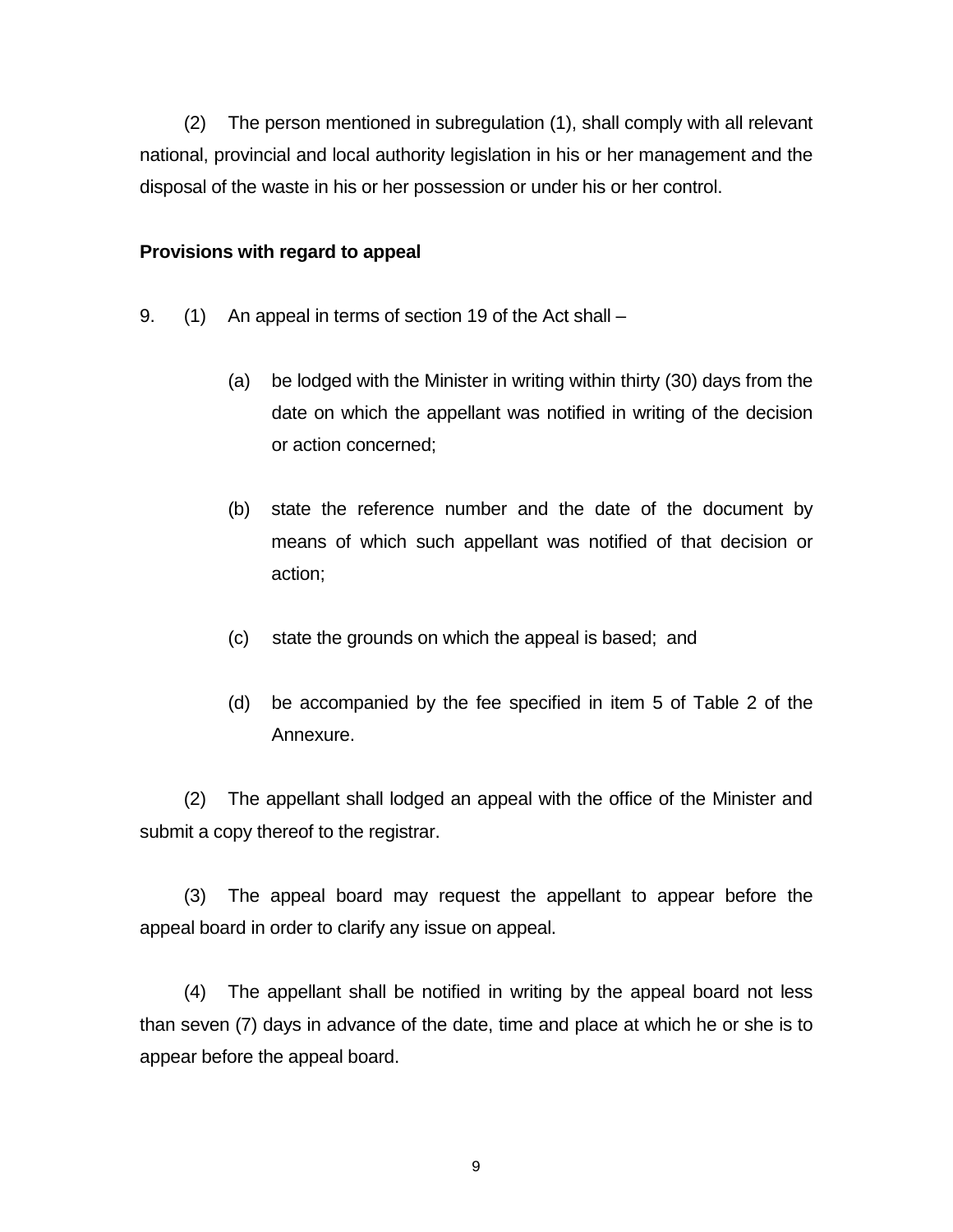(2) The person mentioned in subregulation (1), shall comply with all relevant national, provincial and local authority legislation in his or her management and the disposal of the waste in his or her possession or under his or her control.

**Provisions with regard to appeal**

9. (1) An appeal in terms of section 19 of the Act shall –

(a) be lodged with the Minister in writing within thirty (30) days from the date on which the appellant was notified in writing of the decision or action concerned;

(b) state the reference number and the date of the document by means of which such appellant was notified of that decision or action;

(c) state the grounds on which the appeal is based; and

(d) be accompanied by the fee specified in item 5 of Table 2 of the Annexure.

(2) The appellant shall lodged an appeal with the office of the Minister and submit a copy thereof to the registrar.

(3) The appeal board may request the appellant to appear before the appeal board in order to clarify any issue on appeal.

(4) The appellant shall be notified in writing by the appeal board not less than seven (7) days in advance of the date, time and place at which he or she is to appear before the appeal board.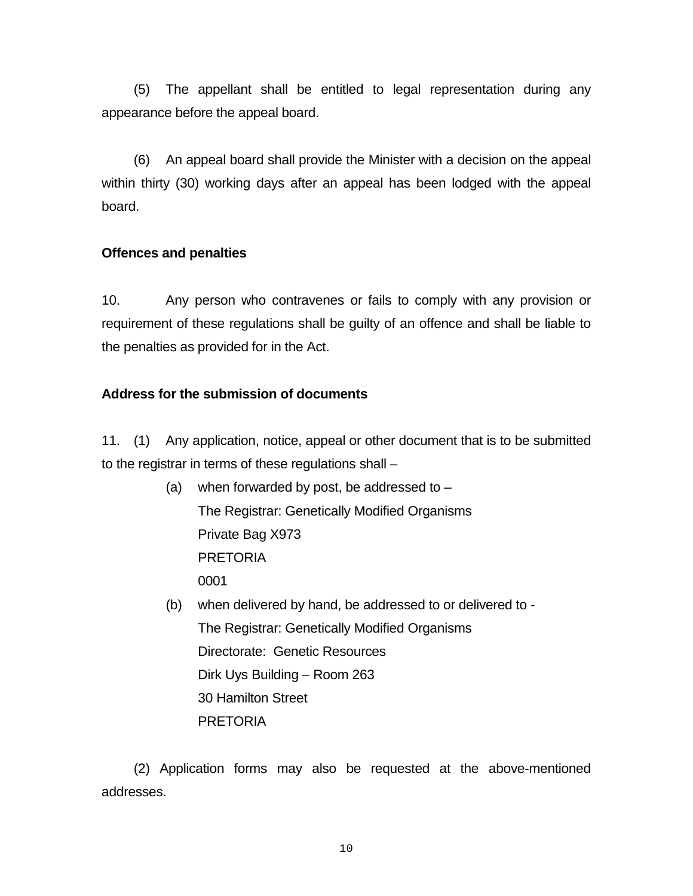(5) The appellant shall be entitled to legal representation during any appearance before the appeal board.

(6) An appeal board shall provide the Minister with a decision on the appeal within thirty (30) working days after an appeal has been lodged with the appeal board.

**Offences and penalties**

10. Any person who contravenes or fails to comply with any provision or requirement of these regulations shall be guilty of an offence and shall be liable to the penalties as provided for in the Act.

**Address for the submission of documents**

11. (1) Any application, notice, appeal or other document that is to be submitted to the registrar in terms of these regulations shall –

(a) when forwarded by post, be addressed to –
The Registrar: Genetically Modified Organisms
Private Bag X973
PRETORIA
0001

(b) when delivered by hand, be addressed to or delivered to -
The Registrar: Genetically Modified Organisms
Directorate: Genetic Resources
Dirk Uys Building – Room 263
30 Hamilton Street
PRETORIA

(2) Application forms may also be requested at the above-mentioned addresses.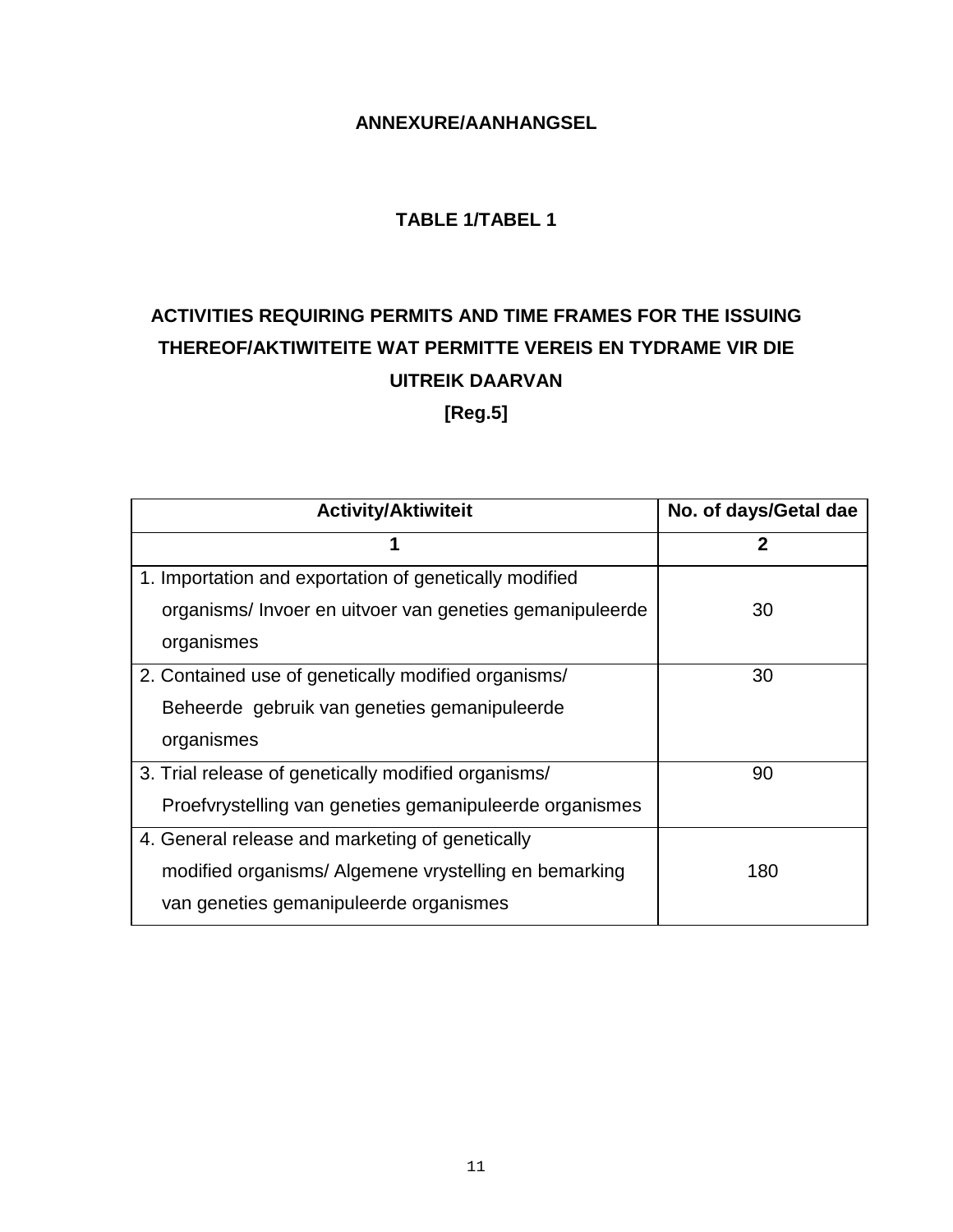**ANNEXURE/AANHANGSEL**

**TABLE 1/TABEL 1**

**ACTIVITIES REQUIRING PERMITS AND TIME FRAMES FOR THE ISSUING THEREOF/AKTIWITEITE WAT PERMITTE VEREIS EN TYDRAME VIR DIE UITREIK DAARVAN**

**[Reg.5]**

| Activity/Aktiwiteit | No. of days/Getal dae |
|---|---|
| **1** | **2** |
| 1. Importation and exportation of genetically modified organisms/ Invoer en uitvoer van geneties gemanipuleerde organismes | 30 |
| 2. Contained use of genetically modified organisms/ Beheerde gebruik van geneties gemanipuleerde organismes | 30 |
| 3. Trial release of genetically modified organisms/ Proefvrystelling van geneties gemanipuleerde organismes | 90 |
| 4. General release and marketing of genetically modified organisms/ Algemene vrystelling en bemarking van geneties gemanipuleerde organismes | 180 |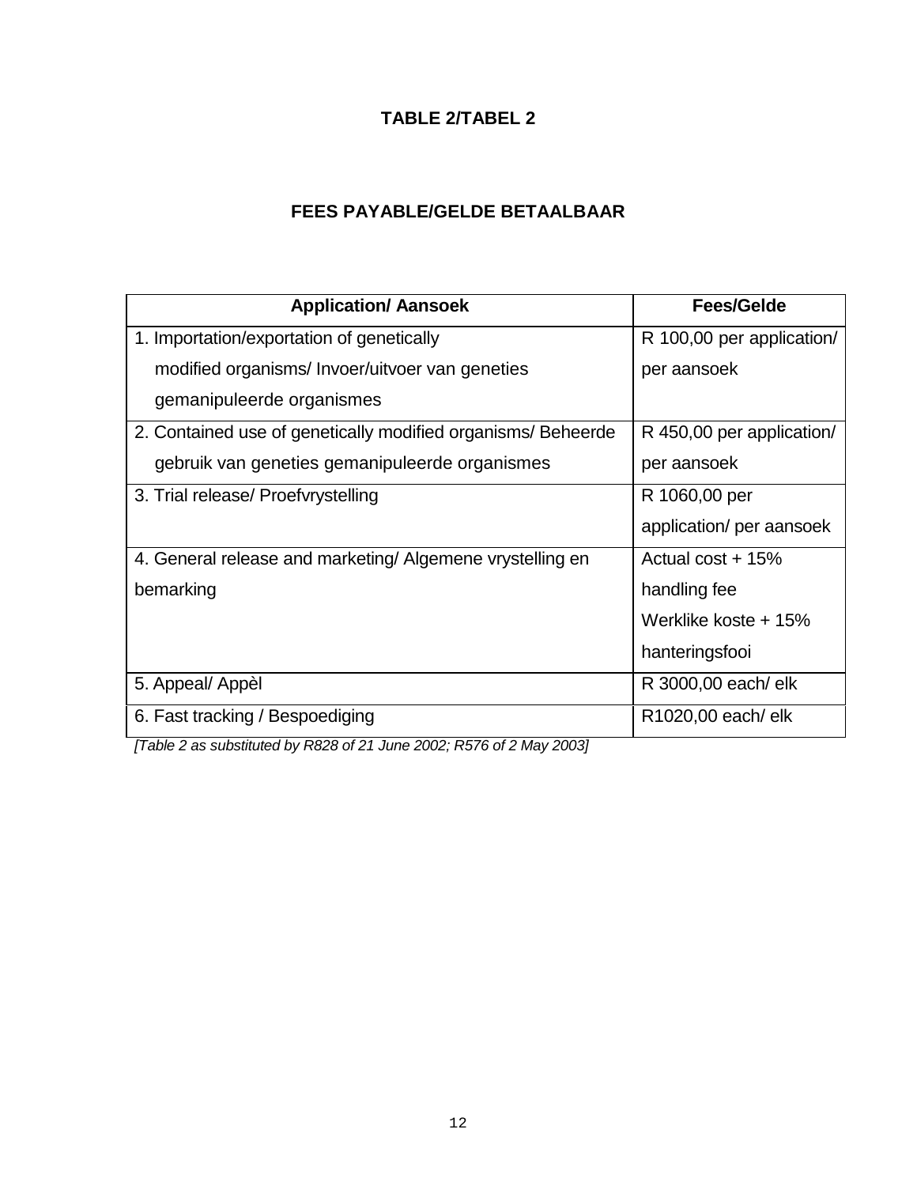**TABLE 2/TABEL 2**

**FEES PAYABLE/GELDE BETAALBAAR**

| Application/ Aansoek | Fees/Gelde |
|---|---|
| 1. Importation/exportation of genetically modified organisms/ Invoer/uitvoer van geneties gemanipuleerde organismes | R 100,00 per application/ per aansoek |
| 2. Contained use of genetically modified organisms/ Beheerde gebruik van geneties gemanipuleerde organismes | R 450,00 per application/ per aansoek |
| 3. Trial release/ Proefvrystelling | R 1060,00 per application/ per aansoek |
| 4. General release and marketing/ Algemene vrystelling en bemarking | Actual cost + 15% handling fee Werklike koste + 15% hanteringsfooi |
| 5. Appeal/ Appèl | R 3000,00 each/ elk |
| 6. Fast tracking / Bespoediging | R1020,00 each/ elk |

*[Table 2 as substituted by R828 of 21 June 2002; R576 of 2 May 2003]*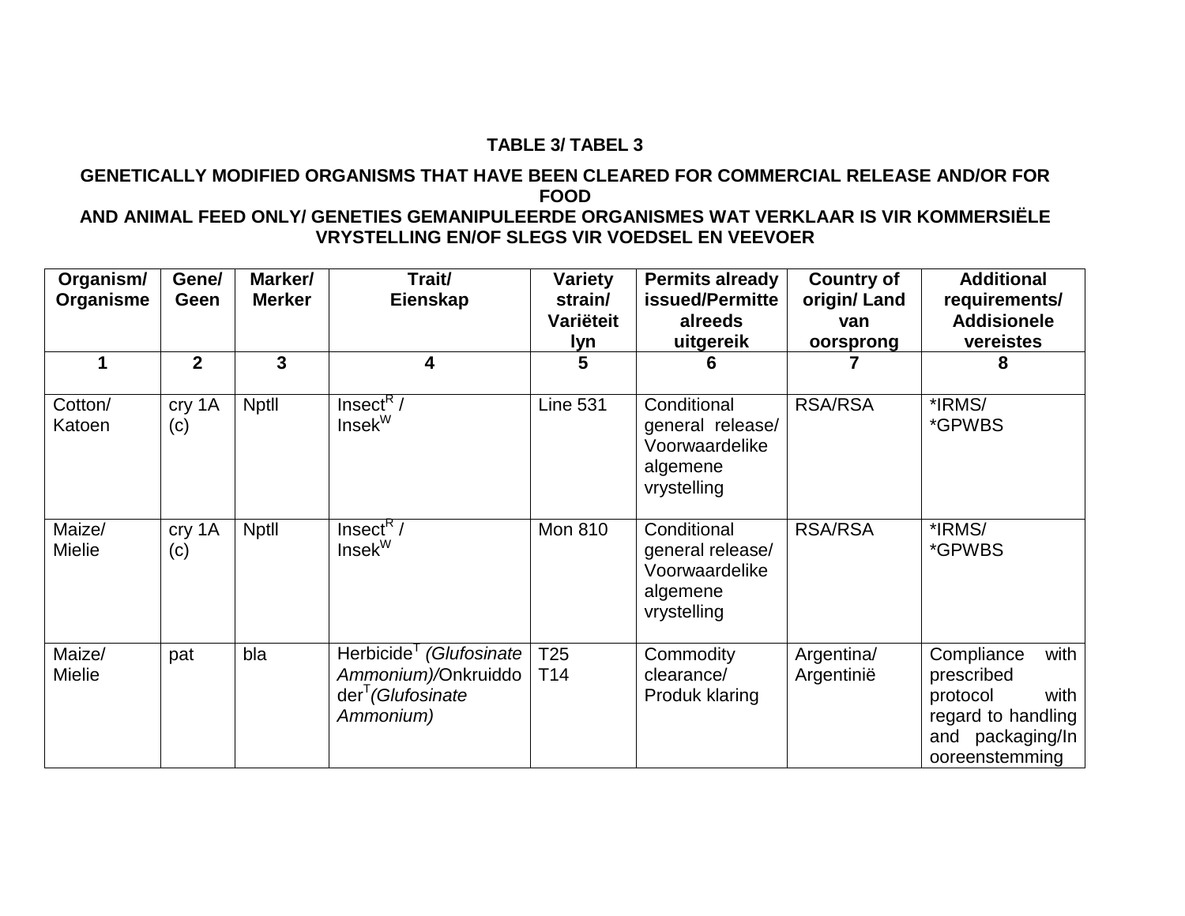**TABLE 3/ TABEL 3**

**GENETICALLY MODIFIED ORGANISMS THAT HAVE BEEN CLEARED FOR COMMERCIAL RELEASE AND/OR FOR FOOD AND ANIMAL FEED ONLY/ GENETIES GEMANIPULEERDE ORGANISMES WAT VERKLAAR IS VIR KOMMERSIËLE VRYSTELLING EN/OF SLEGS VIR VOEDSEL EN VEEVOER**

| Organism/ Organisme | Gene/ Geen | Marker/ Merker | Trait/ Eienskap | Variety strain/ Variëteit lyn | Permits already issued/Permitte alreeds uitgereik | Country of origin/ Land van oorsprong | Additional requirements/ Addisionele vereistes |
|---|---|---|---|---|---|---|---|
| **1** | **2** | **3** | **4** | **5** | **6** | **7** | **8** |
| Cotton/ Katoen | cry 1A (c) | Nptll | Insect[R] / Insek[W] | Line 531 | Conditional general release/ Voorwaardelike algemene vrystelling | RSA/RSA | *IRMS/ *GPWBS |
| Maize/ Mielie | cry 1A (c) | Nptll | Insect[R] / Insek[W] | Mon 810 | Conditional general release/ Voorwaardelike algemene vrystelling | RSA/RSA | *IRMS/ *GPWBS |
| Maize/ Mielie | pat | bla | Herbicide[T] *(Glufosinate Ammonium)*/Onkruiddoder[T]*(Glufosinate Ammonium)* | T25 T14 | Commodity clearance/ Produk klaring | Argentina/ Argentinië | Compliance with prescribed protocol with regard to handling and packaging/In ooreenstemming |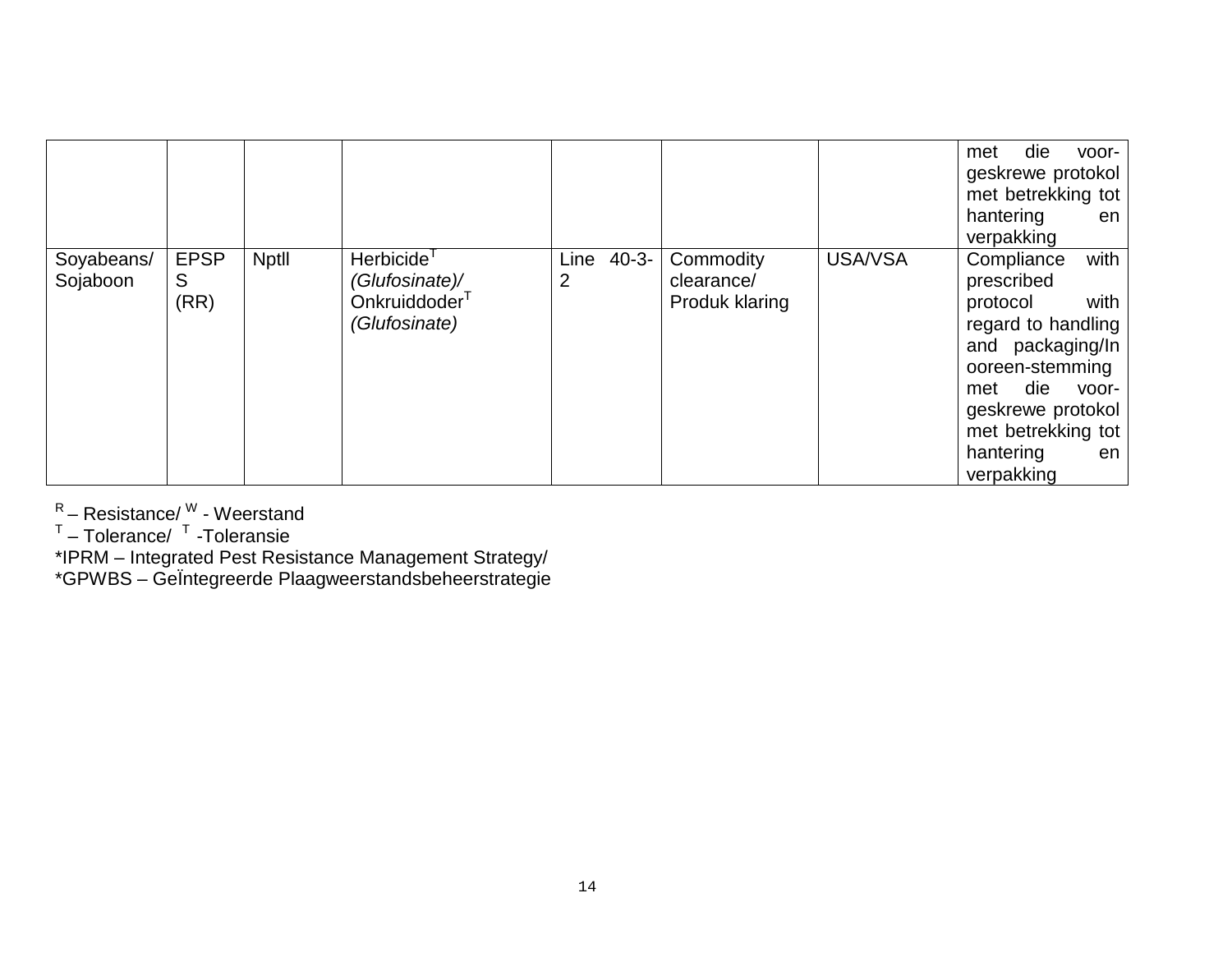| | | | | | | | |
|---|---|---|---|---|---|---|---|
| | | | | | | | met die voor-geskrewe protokol met betrekking tot hantering en verpakking |
| Soyabeans/ Sojaboon | EPSPS (RR) | Nptll | Herbicide$^{T}$ *(Glufosinate)*/ Onkruiddoder$^{T}$ *(Glufosinate)* | Line 40-3-2 | Commodity clearance/ Produk klaring | USA/VSA | Compliance with prescribed protocol with regard to handling and packaging/In ooreen-stemming met die voor-geskrewe protokol met betrekking tot hantering en verpakking |

$^{R}$ – Resistance/ $^{W}$ - Weerstand
$^{T}$ – Tolerance/ $^{T}$ -Toleransie
*IPRM – Integrated Pest Resistance Management Strategy/
*GPWBS – GeÏntegreerde Plaagweerstandsbeheerstrategie